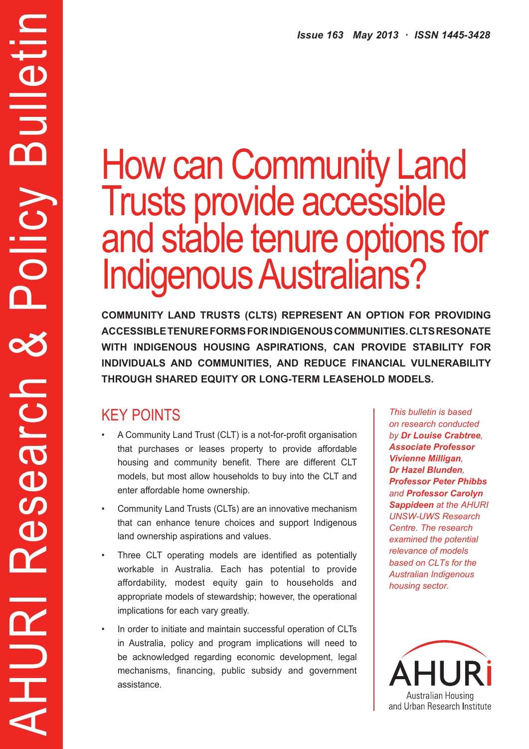AHURI Research & Policy Bulletin

*Issue 163 May 2013 · ISSN 1445-3428*

# How can Community Land Trusts provide accessible and stable tenure options for Indigenous Australians?

**COMMUNITY LAND TRUSTS (CLTS) REPRESENT AN OPTION FOR PROVIDING ACCESSIBLE TENURE FORMS FOR INDIGENOUS COMMUNITIES. CLTS RESONATE WITH INDIGENOUS HOUSING ASPIRATIONS, CAN PROVIDE STABILITY FOR INDIVIDUALS AND COMMUNITIES, AND REDUCE FINANCIAL VULNERABILITY THROUGH SHARED EQUITY OR LONG-TERM LEASEHOLD MODELS.**

## KEY POINTS

- A Community Land Trust (CLT) is a not-for-profit organisation that purchases or leases property to provide affordable housing and community benefit. There are different CLT models, but most allow households to buy into the CLT and enter affordable home ownership.
- Community Land Trusts (CLTs) are an innovative mechanism that can enhance tenure choices and support Indigenous land ownership aspirations and values.
- Three CLT operating models are identified as potentially workable in Australia. Each has potential to provide affordability, modest equity gain to households and appropriate models of stewardship; however, the operational implications for each vary greatly.
- In order to initiate and maintain successful operation of CLTs in Australia, policy and program implications will need to be acknowledged regarding economic development, legal mechanisms, financing, public subsidy and government assistance.

*This bulletin is based on research conducted by **Dr Louise Crabtree**, **Associate Professor Vivienne Milligan**, **Dr Hazel Blunden**, **Professor Peter Phibbs** and **Professor Carolyn Sappideen** at the AHURI UNSW-UWS Research Centre. The research examined the potential relevance of models based on CLTs for the Australian Indigenous housing sector.*

AHURI
Australian Housing and Urban Research Institute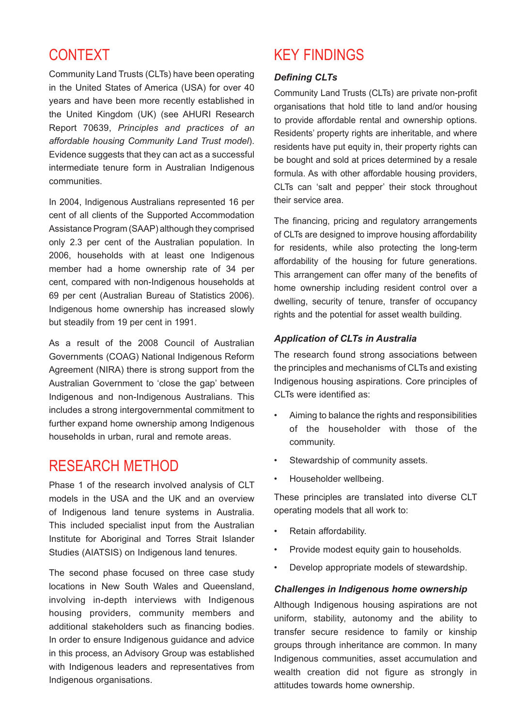## CONTEXT

Community Land Trusts (CLTs) have been operating in the United States of America (USA) for over 40 years and have been more recently established in the United Kingdom (UK) (see AHURI Research Report 70639, *Principles and practices of an affordable housing Community Land Trust model*). Evidence suggests that they can act as a successful intermediate tenure form in Australian Indigenous communities.

In 2004, Indigenous Australians represented 16 per cent of all clients of the Supported Accommodation Assistance Program (SAAP) although they comprised only 2.3 per cent of the Australian population. In 2006, households with at least one Indigenous member had a home ownership rate of 34 per cent, compared with non-Indigenous households at 69 per cent (Australian Bureau of Statistics 2006). Indigenous home ownership has increased slowly but steadily from 19 per cent in 1991.

As a result of the 2008 Council of Australian Governments (COAG) National Indigenous Reform Agreement (NIRA) there is strong support from the Australian Government to 'close the gap' between Indigenous and non-Indigenous Australians. This includes a strong intergovernmental commitment to further expand home ownership among Indigenous households in urban, rural and remote areas.

## RESEARCH METHOD

Phase 1 of the research involved analysis of CLT models in the USA and the UK and an overview of Indigenous land tenure systems in Australia. This included specialist input from the Australian Institute for Aboriginal and Torres Strait Islander Studies (AIATSIS) on Indigenous land tenures.

The second phase focused on three case study locations in New South Wales and Queensland, involving in-depth interviews with Indigenous housing providers, community members and additional stakeholders such as financing bodies. In order to ensure Indigenous guidance and advice in this process, an Advisory Group was established with Indigenous leaders and representatives from Indigenous organisations.

## KEY FINDINGS

### *Defining CLTs*

Community Land Trusts (CLTs) are private non-profit organisations that hold title to land and/or housing to provide affordable rental and ownership options. Residents' property rights are inheritable, and where residents have put equity in, their property rights can be bought and sold at prices determined by a resale formula. As with other affordable housing providers, CLTs can 'salt and pepper' their stock throughout their service area.

The financing, pricing and regulatory arrangements of CLTs are designed to improve housing affordability for residents, while also protecting the long-term affordability of the housing for future generations. This arrangement can offer many of the benefits of home ownership including resident control over a dwelling, security of tenure, transfer of occupancy rights and the potential for asset wealth building.

### *Application of CLTs in Australia*

The research found strong associations between the principles and mechanisms of CLTs and existing Indigenous housing aspirations. Core principles of CLTs were identified as:

- Aiming to balance the rights and responsibilities of the householder with those of the community.
- Stewardship of community assets.
- Householder wellbeing.

These principles are translated into diverse CLT operating models that all work to:

- Retain affordability.
- Provide modest equity gain to households.
- Develop appropriate models of stewardship.

### *Challenges in Indigenous home ownership*

Although Indigenous housing aspirations are not uniform, stability, autonomy and the ability to transfer secure residence to family or kinship groups through inheritance are common. In many Indigenous communities, asset accumulation and wealth creation did not figure as strongly in attitudes towards home ownership.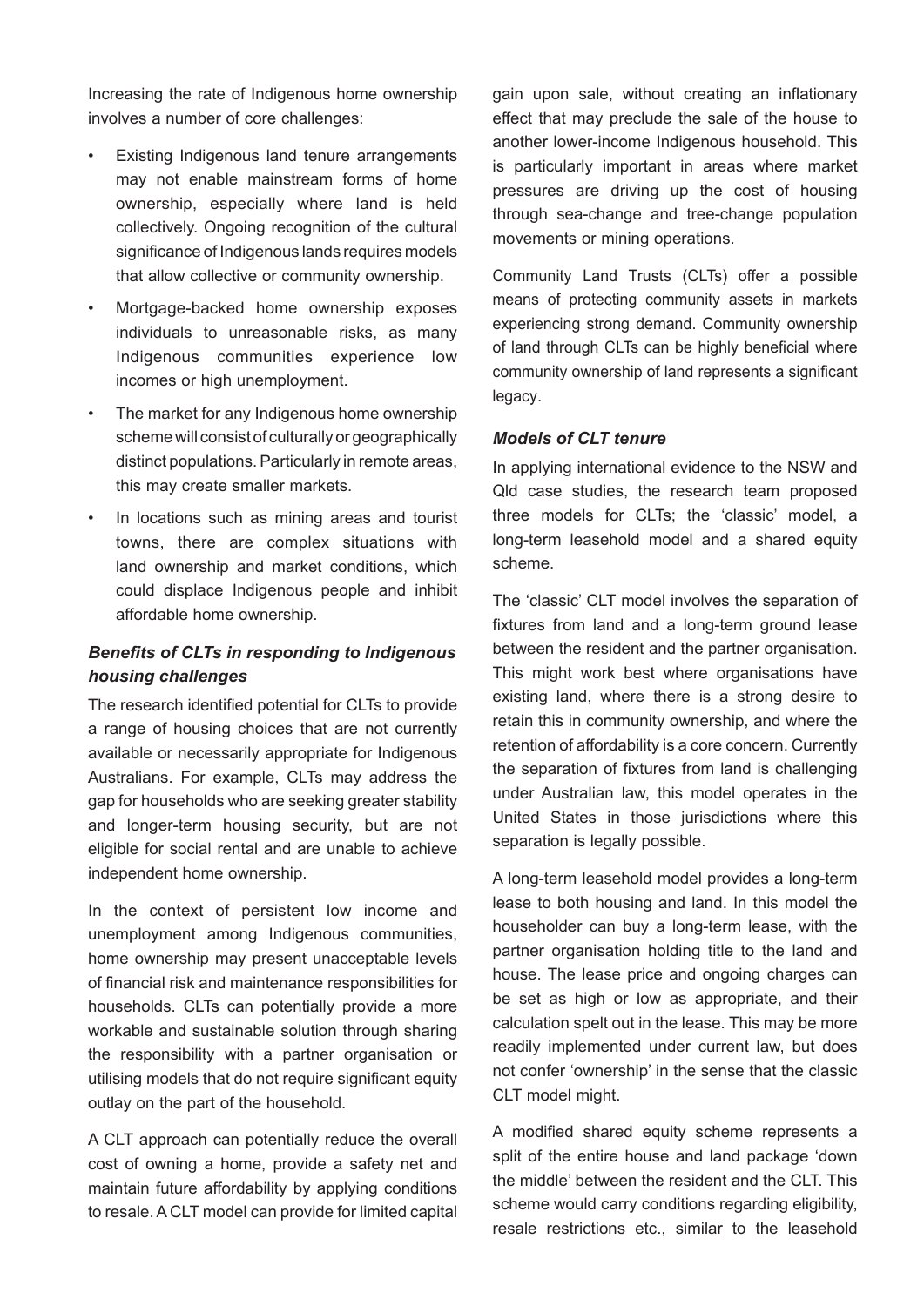Increasing the rate of Indigenous home ownership involves a number of core challenges:

- Existing Indigenous land tenure arrangements may not enable mainstream forms of home ownership, especially where land is held collectively. Ongoing recognition of the cultural significance of Indigenous lands requires models that allow collective or community ownership.
- Mortgage-backed home ownership exposes individuals to unreasonable risks, as many Indigenous communities experience low incomes or high unemployment.
- The market for any Indigenous home ownership scheme will consist of culturally or geographically distinct populations. Particularly in remote areas, this may create smaller markets.
- In locations such as mining areas and tourist towns, there are complex situations with land ownership and market conditions, which could displace Indigenous people and inhibit affordable home ownership.

### *Benefits of CLTs in responding to Indigenous housing challenges*

The research identified potential for CLTs to provide a range of housing choices that are not currently available or necessarily appropriate for Indigenous Australians. For example, CLTs may address the gap for households who are seeking greater stability and longer-term housing security, but are not eligible for social rental and are unable to achieve independent home ownership.

In the context of persistent low income and unemployment among Indigenous communities, home ownership may present unacceptable levels of financial risk and maintenance responsibilities for households. CLTs can potentially provide a more workable and sustainable solution through sharing the responsibility with a partner organisation or utilising models that do not require significant equity outlay on the part of the household.

A CLT approach can potentially reduce the overall cost of owning a home, provide a safety net and maintain future affordability by applying conditions to resale. A CLT model can provide for limited capital gain upon sale, without creating an inflationary effect that may preclude the sale of the house to another lower-income Indigenous household. This is particularly important in areas where market pressures are driving up the cost of housing through sea-change and tree-change population movements or mining operations.

Community Land Trusts (CLTs) offer a possible means of protecting community assets in markets experiencing strong demand. Community ownership of land through CLTs can be highly beneficial where community ownership of land represents a significant legacy.

### *Models of CLT tenure*

In applying international evidence to the NSW and Qld case studies, the research team proposed three models for CLTs; the 'classic' model, a long-term leasehold model and a shared equity scheme.

The 'classic' CLT model involves the separation of fixtures from land and a long-term ground lease between the resident and the partner organisation. This might work best where organisations have existing land, where there is a strong desire to retain this in community ownership, and where the retention of affordability is a core concern. Currently the separation of fixtures from land is challenging under Australian law, this model operates in the United States in those jurisdictions where this separation is legally possible.

A long-term leasehold model provides a long-term lease to both housing and land. In this model the householder can buy a long-term lease, with the partner organisation holding title to the land and house. The lease price and ongoing charges can be set as high or low as appropriate, and their calculation spelt out in the lease. This may be more readily implemented under current law, but does not confer 'ownership' in the sense that the classic CLT model might.

A modified shared equity scheme represents a split of the entire house and land package 'down the middle' between the resident and the CLT. This scheme would carry conditions regarding eligibility, resale restrictions etc., similar to the leasehold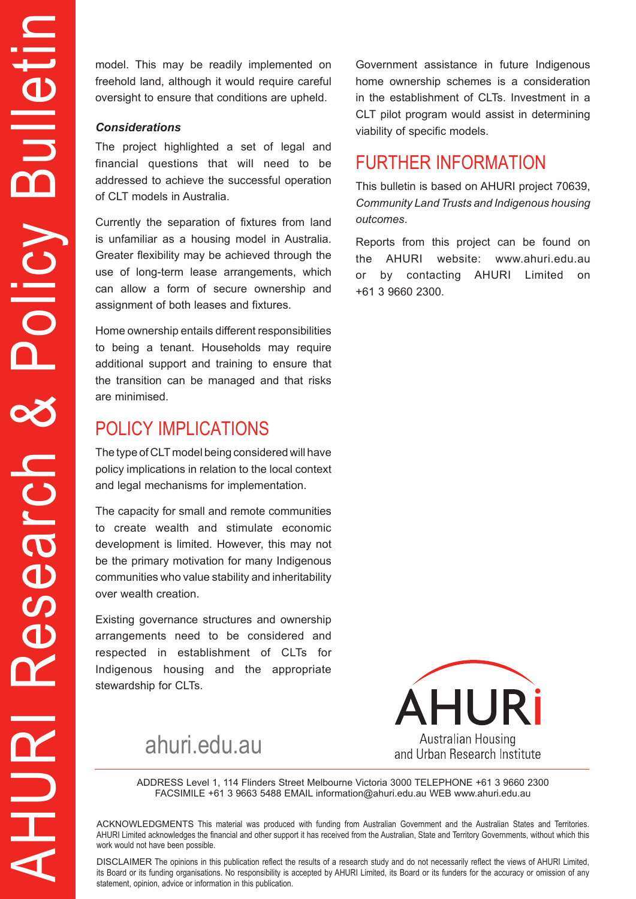model. This may be readily implemented on freehold land, although it would require careful oversight to ensure that conditions are upheld.

***Considerations***

The project highlighted a set of legal and financial questions that will need to be addressed to achieve the successful operation of CLT models in Australia.

Currently the separation of fixtures from land is unfamiliar as a housing model in Australia. Greater flexibility may be achieved through the use of long-term lease arrangements, which can allow a form of secure ownership and assignment of both leases and fixtures.

Home ownership entails different responsibilities to being a tenant. Households may require additional support and training to ensure that the transition can be managed and that risks are minimised.

## POLICY IMPLICATIONS

The type of CLT model being considered will have policy implications in relation to the local context and legal mechanisms for implementation.

The capacity for small and remote communities to create wealth and stimulate economic development is limited. However, this may not be the primary motivation for many Indigenous communities who value stability and inheritability over wealth creation.

Existing governance structures and ownership arrangements need to be considered and respected in establishment of CLTs for Indigenous housing and the appropriate stewardship for CLTs.

Government assistance in future Indigenous home ownership schemes is a consideration in the establishment of CLTs. Investment in a CLT pilot program would assist in determining viability of specific models.

## FURTHER INFORMATION

This bulletin is based on AHURI project 70639, *Community Land Trusts and Indigenous housing outcomes*.

Reports from this project can be found on the AHURI website: www.ahuri.edu.au or by contacting AHURI Limited on +61 3 9660 2300.

ahuri.edu.au

AHURI
Australian Housing and Urban Research Institute

ADDRESS Level 1, 114 Flinders Street Melbourne Victoria 3000 TELEPHONE +61 3 9660 2300 FACSIMILE +61 3 9663 5488 EMAIL information@ahuri.edu.au WEB www.ahuri.edu.au

ACKNOWLEDGMENTS This material was produced with funding from Australian Government and the Australian States and Territories. AHURI Limited acknowledges the financial and other support it has received from the Australian, State and Territory Governments, without which this work would not have been possible.

DISCLAIMER The opinions in this publication reflect the results of a research study and do not necessarily reflect the views of AHURI Limited, its Board or its funding organisations. No responsibility is accepted by AHURI Limited, its Board or its funders for the accuracy or omission of any statement, opinion, advice or information in this publication.